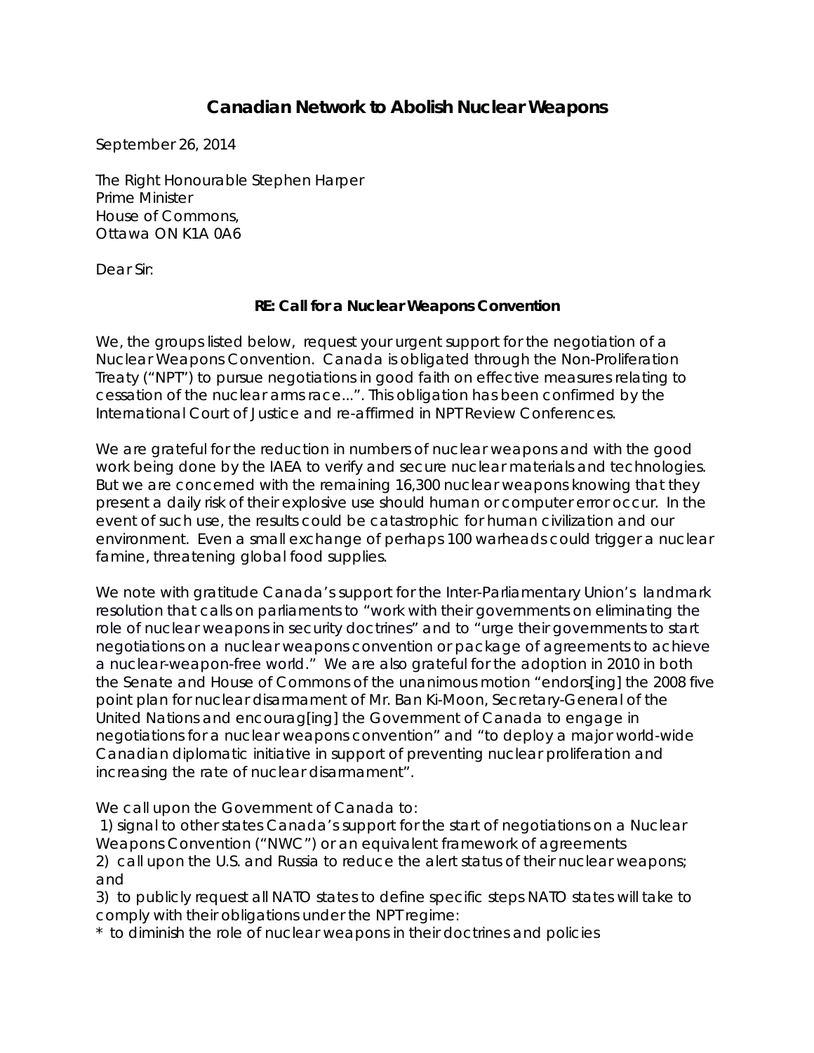# Canadian Network to Abolish Nuclear Weapons

September 26, 2014

The Right Honourable Stephen Harper
Prime Minister
House of Commons,
Ottawa ON K1A 0A6

Dear Sir:

**RE: Call for a Nuclear Weapons Convention**

We, the groups listed below, request your urgent support for the negotiation of a Nuclear Weapons Convention. Canada is obligated through the Non-Proliferation Treaty ("NPT") to pursue negotiations in good faith on effective measures relating to cessation of the nuclear arms race...". This obligation has been confirmed by the International Court of Justice and re-affirmed in NPT Review Conferences.

We are grateful for the reduction in numbers of nuclear weapons and with the good work being done by the IAEA to verify and secure nuclear materials and technologies. But we are concerned with the remaining 16,300 nuclear weapons knowing that they present a daily risk of their explosive use should human or computer error occur. In the event of such use, the results could be catastrophic for human civilization and our environment. Even a small exchange of perhaps 100 warheads could trigger a nuclear famine, threatening global food supplies.

We note with gratitude Canada's support for the Inter-Parliamentary Union's landmark resolution that calls on parliaments to "work with their governments on eliminating the role of nuclear weapons in security doctrines" and to "urge their governments to start negotiations on a nuclear weapons convention or package of agreements to achieve a nuclear-weapon-free world." We are also grateful for the adoption in 2010 in both the Senate and House of Commons of the unanimous motion "endors[ing] the 2008 five point plan for nuclear disarmament of Mr. Ban Ki-Moon, Secretary-General of the United Nations and encourag[ing] the Government of Canada to engage in negotiations for a nuclear weapons convention" and "to deploy a major world-wide Canadian diplomatic initiative in support of preventing nuclear proliferation and increasing the rate of nuclear disarmament".

We call upon the Government of Canada to:

1) signal to other states Canada's support for the start of negotiations on a Nuclear Weapons Convention ("NWC") or an equivalent framework of agreements
2) call upon the U.S. and Russia to reduce the alert status of their nuclear weapons; and
3) to publicly request all NATO states to define specific steps NATO states will take to comply with their obligations under the NPT regime:

* to diminish the role of nuclear weapons in their doctrines and policies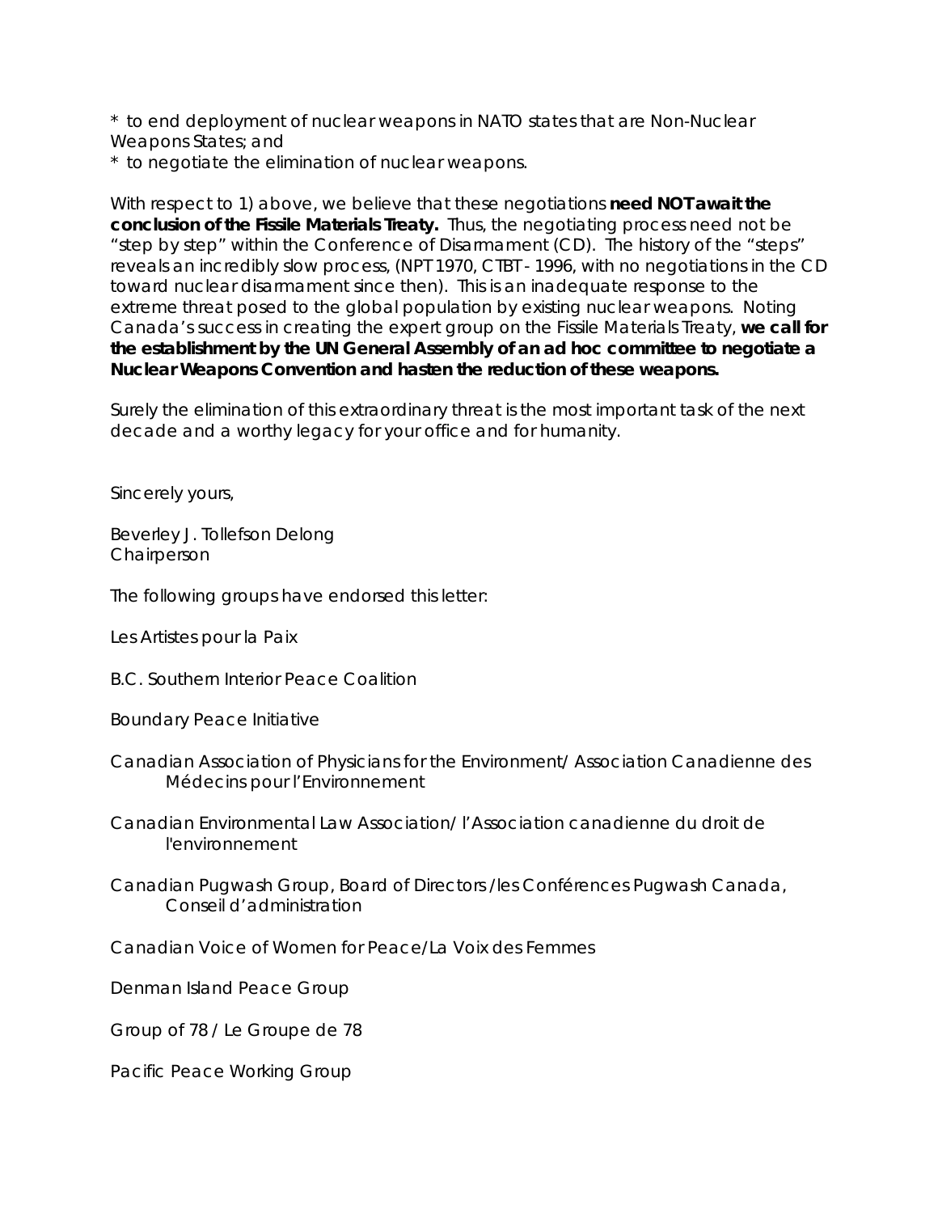* to end deployment of nuclear weapons in NATO states that are Non-Nuclear Weapons States; and
* to negotiate the elimination of nuclear weapons.

With respect to 1) above, we believe that these negotiations **need NOT await the conclusion of the Fissile Materials Treaty.** Thus, the negotiating process need not be "step by step" within the Conference of Disarmament (CD). The history of the "steps" reveals an incredibly slow process, (NPT 1970, CTBT - 1996, with no negotiations in the CD toward nuclear disarmament since then). This is an inadequate response to the extreme threat posed to the global population by existing nuclear weapons. Noting Canada's success in creating the expert group on the Fissile Materials Treaty, **we call for the establishment by the UN General Assembly of an ad hoc committee to negotiate a Nuclear Weapons Convention and hasten the reduction of these weapons.**

Surely the elimination of this extraordinary threat is the most important task of the next decade and a worthy legacy for your office and for humanity.

Sincerely yours,

Beverley J. Tollefson Delong
Chairperson

The following groups have endorsed this letter:

Les Artistes pour la Paix

B.C. Southern Interior Peace Coalition

Boundary Peace Initiative

Canadian Association of Physicians for the Environment/ Association Canadienne des Médecins pour l'Environnement

Canadian Environmental Law Association/ l'Association canadienne du droit de l'environnement

Canadian Pugwash Group, Board of Directors /les Conférences Pugwash Canada, Conseil d'administration

Canadian Voice of Women for Peace/La Voix des Femmes

Denman Island Peace Group

Group of 78 / Le Groupe de 78

Pacific Peace Working Group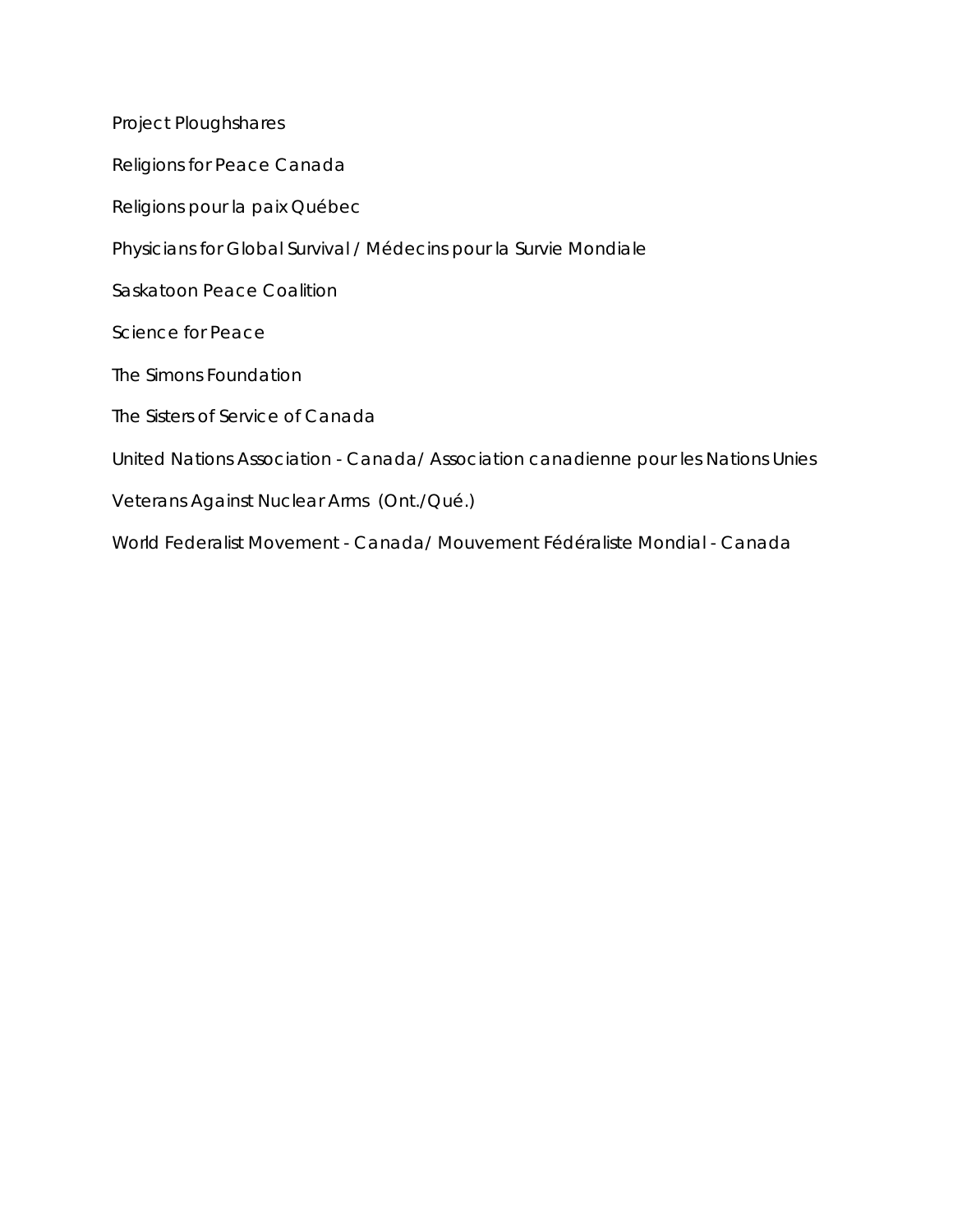Project Ploughshares

Religions for Peace Canada

Religions pour la paix Québec

Physicians for Global Survival / Médecins pour la Survie Mondiale

Saskatoon Peace Coalition

Science for Peace

The Simons Foundation

The Sisters of Service of Canada

United Nations Association - Canada / Association canadienne pour les Nations Unies

Veterans Against Nuclear Arms (Ont./Qué.)

World Federalist Movement - Canada / Mouvement Fédéraliste Mondial - Canada